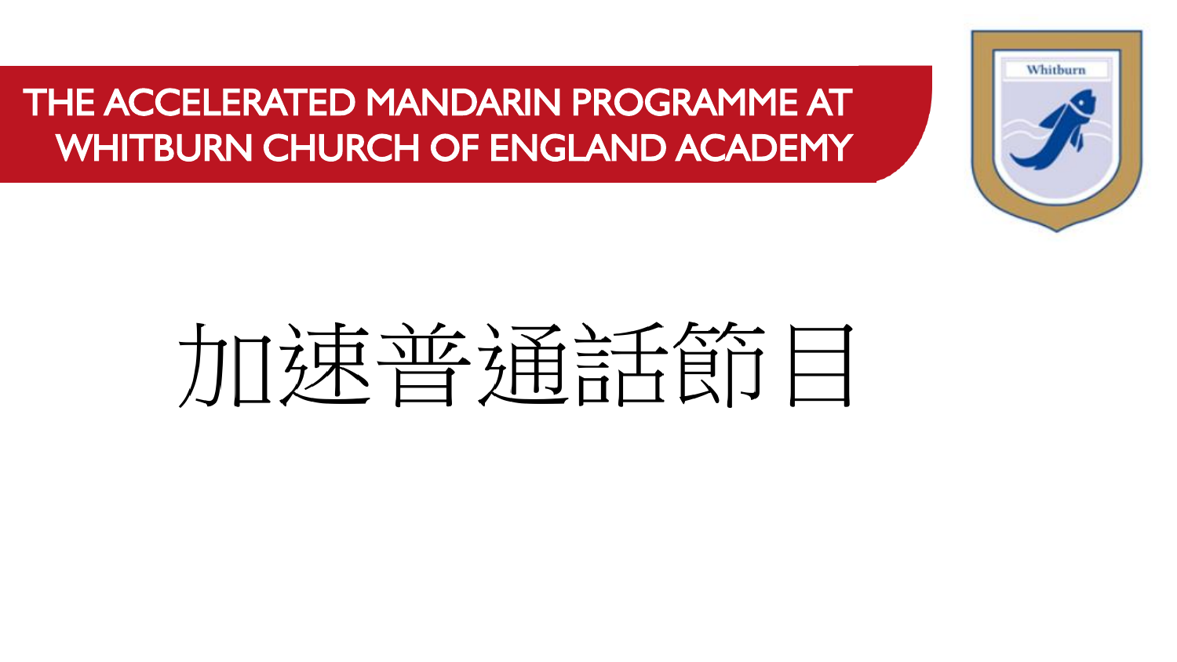# THE ACCELERATED MANDARIN PROGRAMME AT WHITBURN CHURCH OF ENGLAND ACADEMY

Whitburn

# 加速普通話節目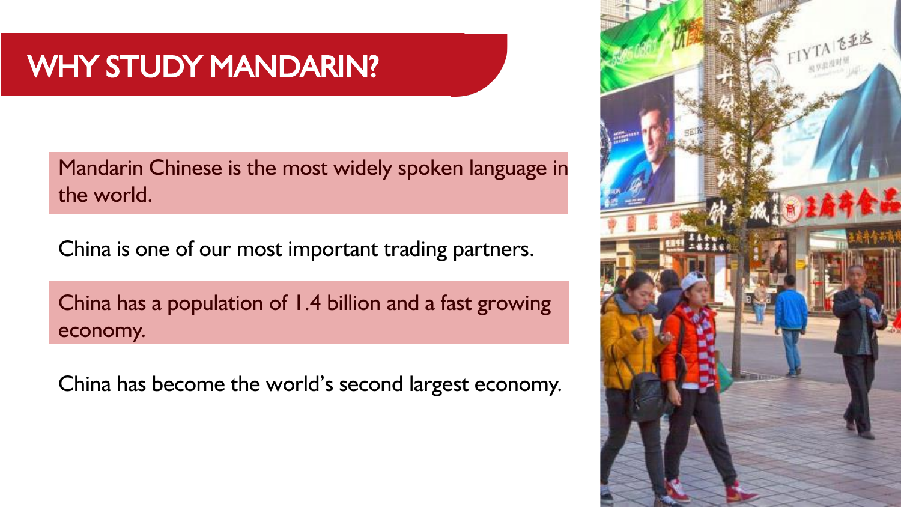# WHY STUDY MANDARIN?

Mandarin Chinese is the most widely spoken language in the world.

China is one of our most important trading partners.

China has a population of 1.4 billion and a fast growing economy.

China has become the world's second largest economy.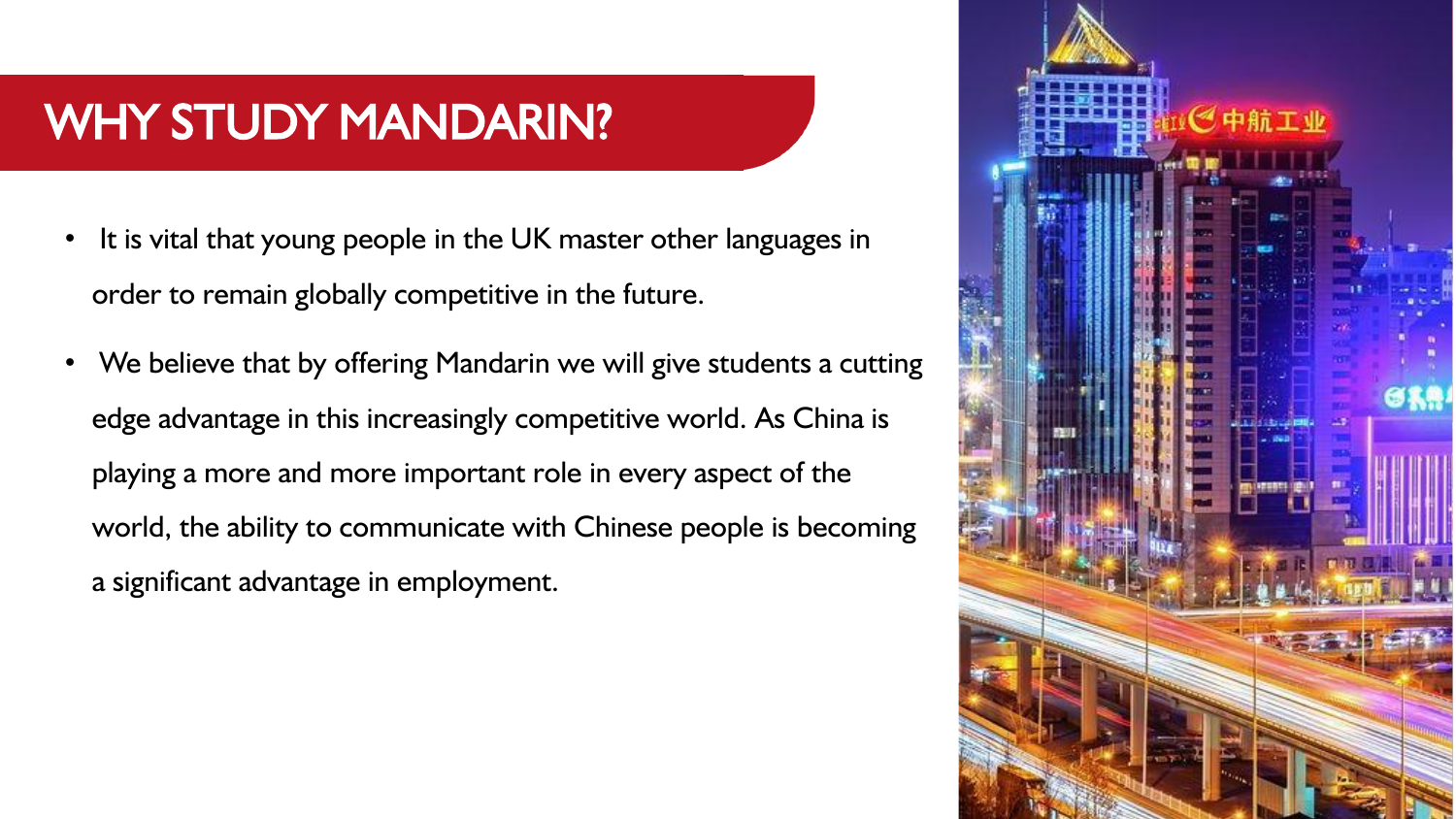# WHY STUDY MANDARIN?

- It is vital that young people in the UK master other languages in order to remain globally competitive in the future.
- We believe that by offering Mandarin we will give students a cutting edge advantage in this increasingly competitive world. As China is playing a more and more important role in every aspect of the world, the ability to communicate with Chinese people is becoming a significant advantage in employment.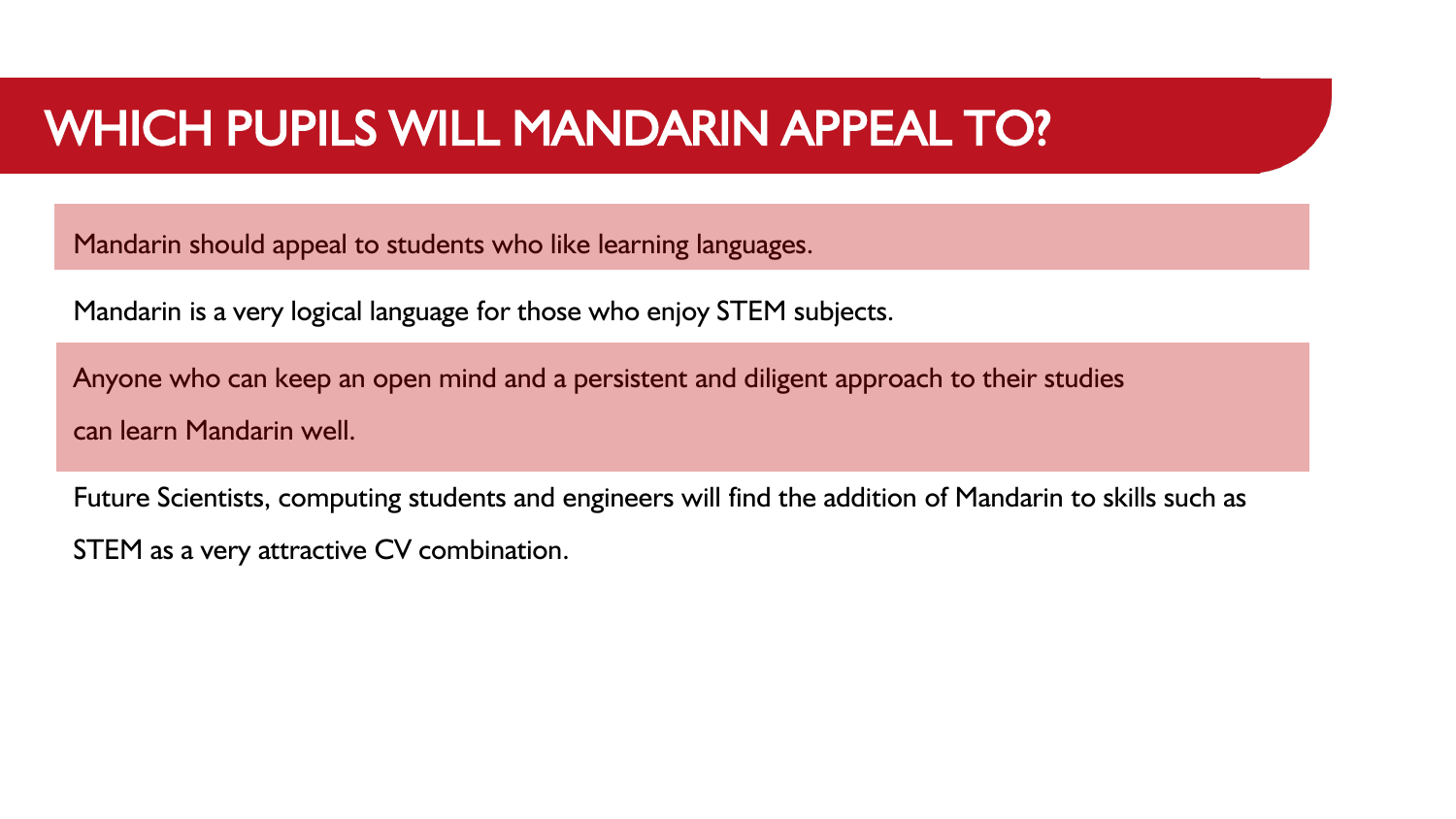# WHICH PUPILS WILL MANDARIN APPEAL TO?

Mandarin should appeal to students who like learning languages.

Mandarin is a very logical language for those who enjoy STEM subjects.

Anyone who can keep an open mind and a persistent and diligent approach to their studies can learn Mandarin well.

Future Scientists, computing students and engineers will find the addition of Mandarin to skills such as STEM as a very attractive CV combination.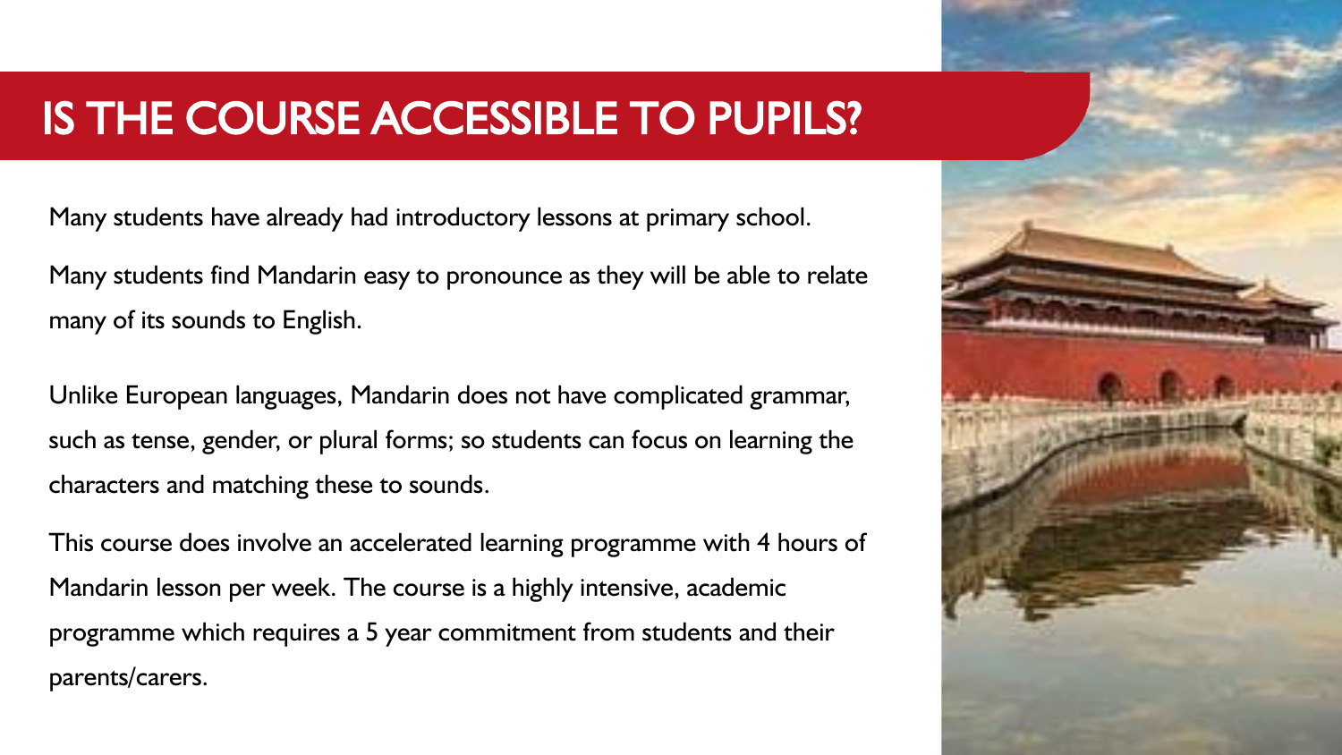# IS THE COURSE ACCESSIBLE TO PUPILS?

Many students have already had introductory lessons at primary school.

Many students find Mandarin easy to pronounce as they will be able to relate many of its sounds to English.

Unlike European languages, Mandarin does not have complicated grammar, such as tense, gender, or plural forms; so students can focus on learning the characters and matching these to sounds.

This course does involve an accelerated learning programme with 4 hours of Mandarin lesson per week. The course is a highly intensive, academic programme which requires a 5 year commitment from students and their parents/carers.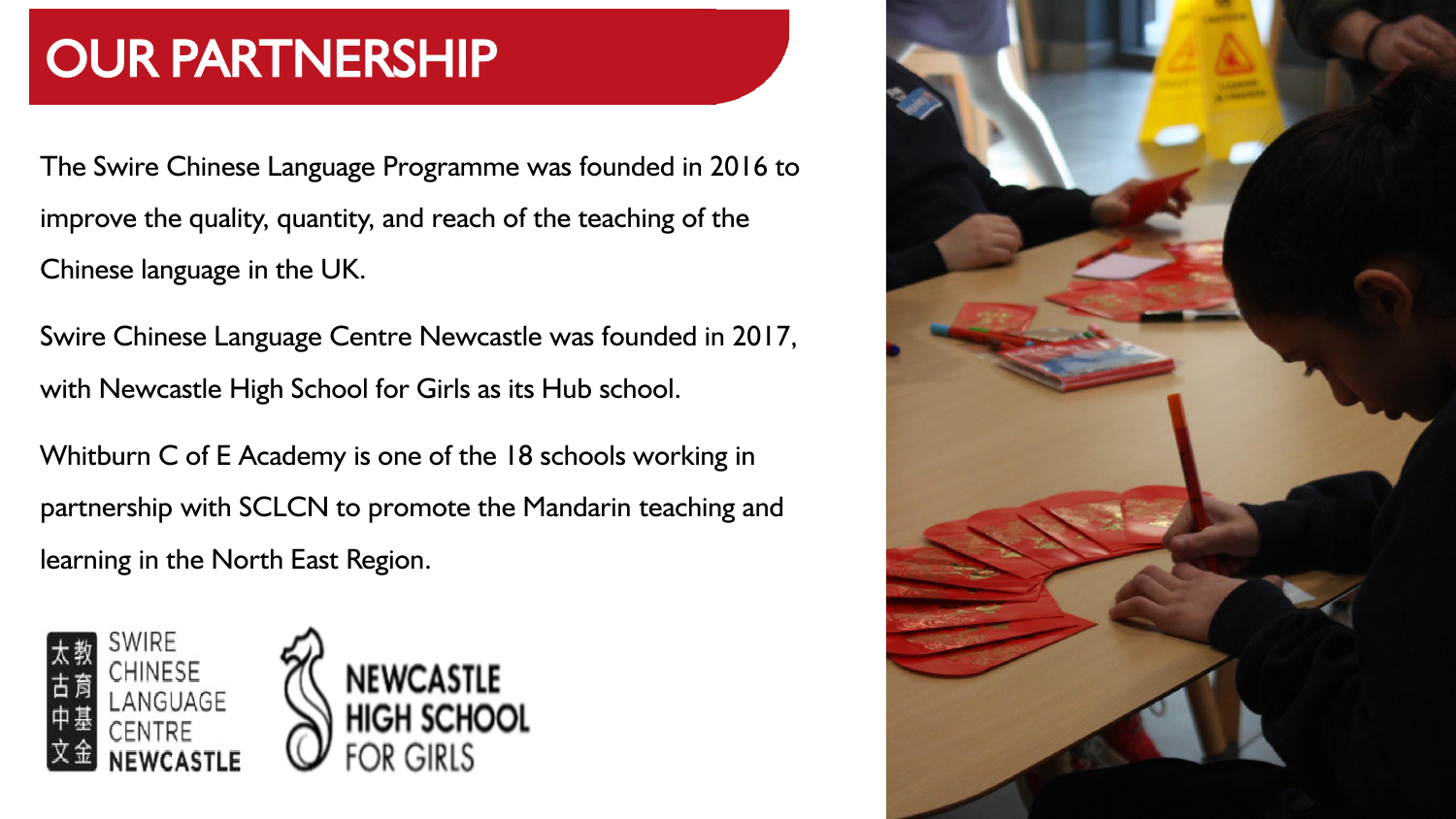# OUR PARTNERSHIP

The Swire Chinese Language Programme was founded in 2016 to improve the quality, quantity, and reach of the teaching of the Chinese language in the UK.

Swire Chinese Language Centre Newcastle was founded in 2017, with Newcastle High School for Girls as its Hub school.

Whitburn C of E Academy is one of the 18 schools working in partnership with SCLCN to promote the Mandarin teaching and learning in the North East Region.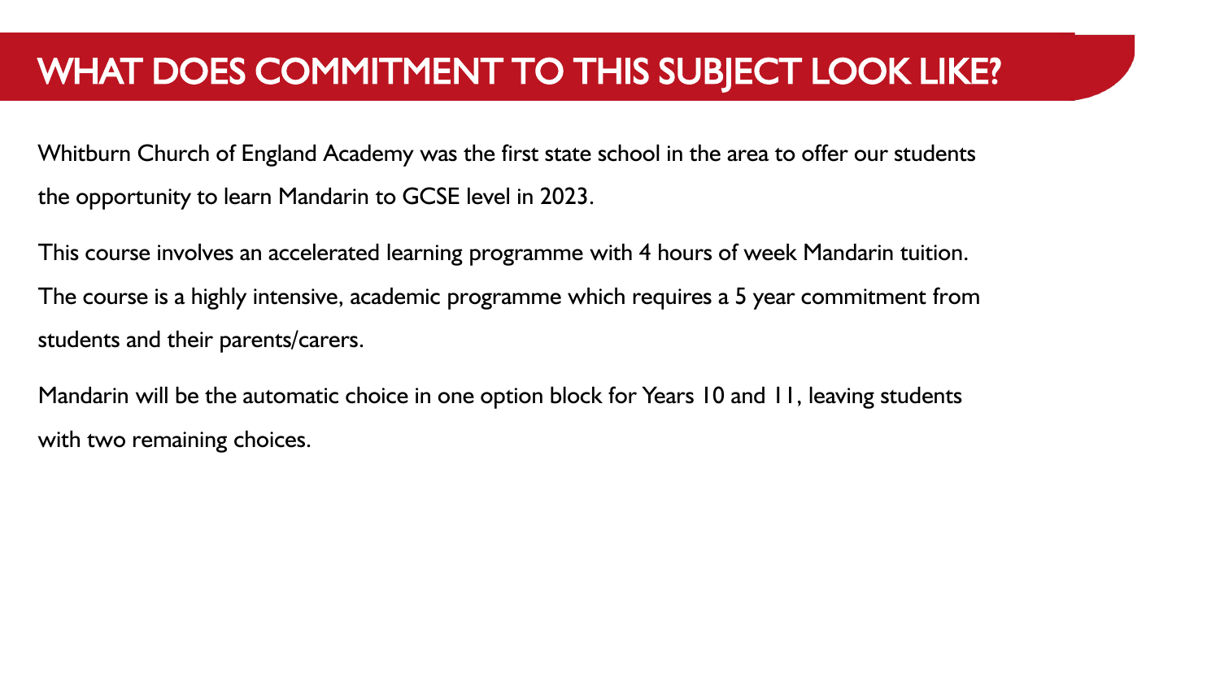# WHAT DOES COMMITMENT TO THIS SUBJECT LOOK LIKE?

Whitburn Church of England Academy was the first state school in the area to offer our students the opportunity to learn Mandarin to GCSE level in 2023.

This course involves an accelerated learning programme with 4 hours of week Mandarin tuition. The course is a highly intensive, academic programme which requires a 5 year commitment from students and their parents/carers.

Mandarin will be the automatic choice in one option block for Years 10 and 11, leaving students with two remaining choices.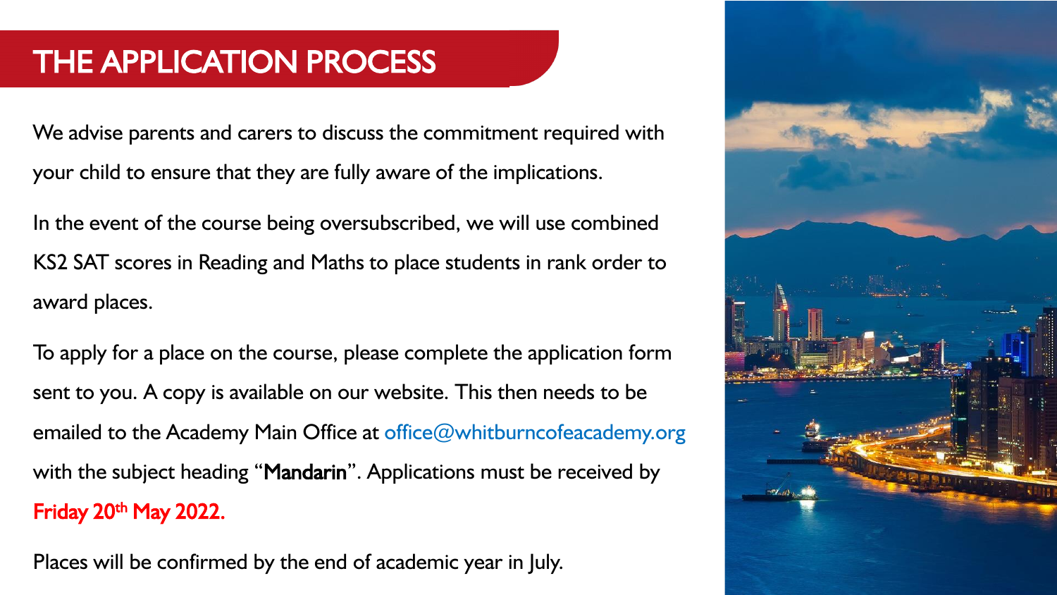# THE APPLICATION PROCESS

We advise parents and carers to discuss the commitment required with your child to ensure that they are fully aware of the implications.

In the event of the course being oversubscribed, we will use combined KS2 SAT scores in Reading and Maths to place students in rank order to award places.

To apply for a place on the course, please complete the application form sent to you. A copy is available on our website. This then needs to be emailed to the Academy Main Office at office@whitburncofeacademy.org with the subject heading "**Mandarin**". Applications must be received by **Friday 20th May 2022.**

Places will be confirmed by the end of academic year in July.